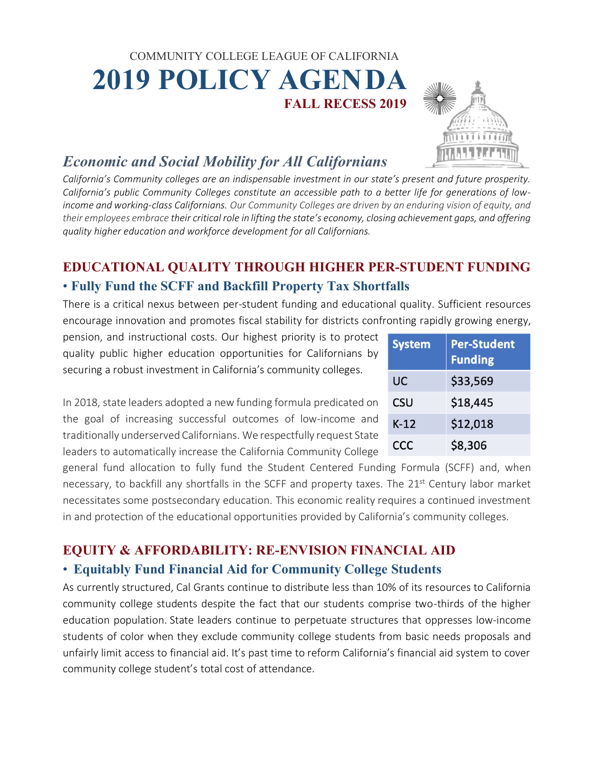COMMUNITY COLLEGE LEAGUE OF CALIFORNIA

# 2019 POLICY AGENDA

**FALL RECESS 2019**

## *Economic and Social Mobility for All Californians*

*California's Community colleges are an indispensable investment in our state's present and future prosperity. California's public Community Colleges constitute an accessible path to a better life for generations of low-income and working-class Californians. Our Community Colleges are driven by an enduring vision of equity, and their employees embrace their critical role in lifting the state's economy, closing achievement gaps, and offering quality higher education and workforce development for all Californians.*

## EDUCATIONAL QUALITY THROUGH HIGHER PER-STUDENT FUNDING

### • Fully Fund the SCFF and Backfill Property Tax Shortfalls

There is a critical nexus between per-student funding and educational quality. Sufficient resources encourage innovation and promotes fiscal stability for districts confronting rapidly growing energy, pension, and instructional costs. Our highest priority is to protect quality public higher education opportunities for Californians by securing a robust investment in California's community colleges.

| System | Per-Student Funding |
|---|---|
| UC | $33,569 |
| CSU | $18,445 |
| K-12 | $12,018 |
| CCC | $8,306 |

In 2018, state leaders adopted a new funding formula predicated on the goal of increasing successful outcomes of low-income and traditionally underserved Californians. We respectfully request State leaders to automatically increase the California Community College general fund allocation to fully fund the Student Centered Funding Formula (SCFF) and, when necessary, to backfill any shortfalls in the SCFF and property taxes. The 21st Century labor market necessitates some postsecondary education. This economic reality requires a continued investment in and protection of the educational opportunities provided by California's community colleges.

## EQUITY & AFFORDABILITY: RE-ENVISION FINANCIAL AID

### • Equitably Fund Financial Aid for Community College Students

As currently structured, Cal Grants continue to distribute less than 10% of its resources to California community college students despite the fact that our students comprise two-thirds of the higher education population. State leaders continue to perpetuate structures that oppresses low-income students of color when they exclude community college students from basic needs proposals and unfairly limit access to financial aid. It's past time to reform California's financial aid system to cover community college student's total cost of attendance.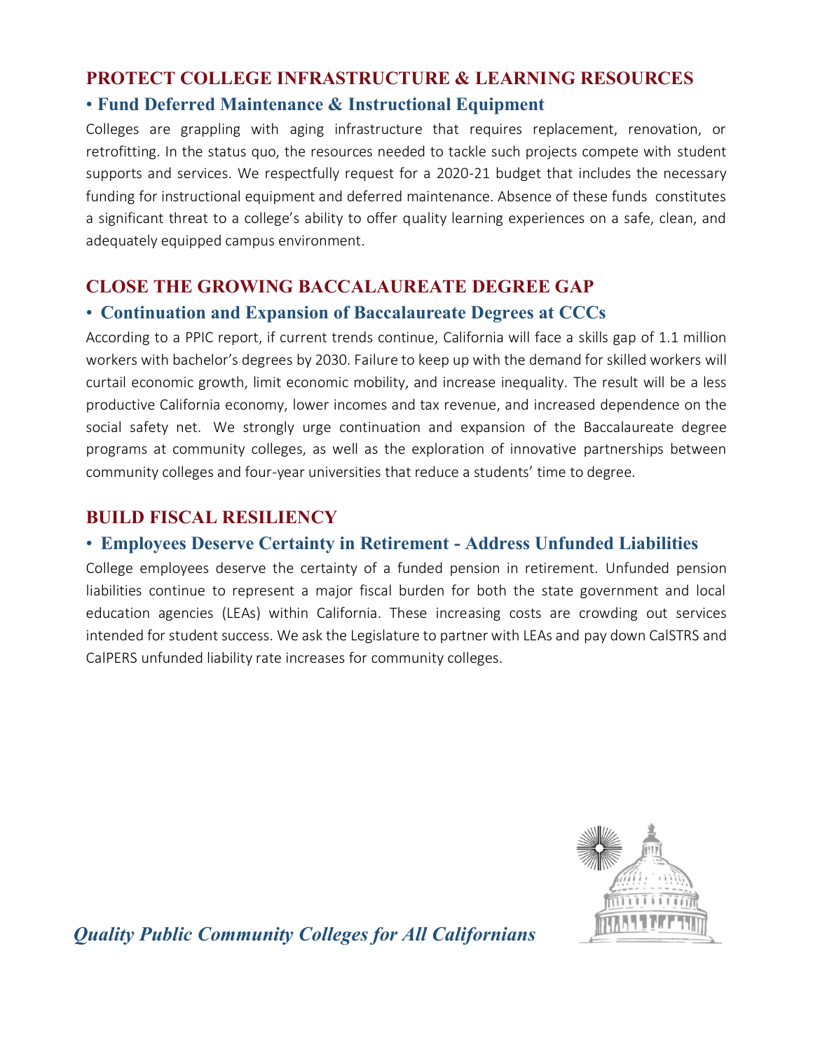## PROTECT COLLEGE INFRASTRUCTURE & LEARNING RESOURCES

### • Fund Deferred Maintenance & Instructional Equipment

Colleges are grappling with aging infrastructure that requires replacement, renovation, or retrofitting. In the status quo, the resources needed to tackle such projects compete with student supports and services. We respectfully request for a 2020-21 budget that includes the necessary funding for instructional equipment and deferred maintenance. Absence of these funds constitutes a significant threat to a college's ability to offer quality learning experiences on a safe, clean, and adequately equipped campus environment.

## CLOSE THE GROWING BACCALAUREATE DEGREE GAP

### • Continuation and Expansion of Baccalaureate Degrees at CCCs

According to a PPIC report, if current trends continue, California will face a skills gap of 1.1 million workers with bachelor's degrees by 2030. Failure to keep up with the demand for skilled workers will curtail economic growth, limit economic mobility, and increase inequality. The result will be a less productive California economy, lower incomes and tax revenue, and increased dependence on the social safety net. We strongly urge continuation and expansion of the Baccalaureate degree programs at community colleges, as well as the exploration of innovative partnerships between community colleges and four-year universities that reduce a students' time to degree.

## BUILD FISCAL RESILIENCY

### • Employees Deserve Certainty in Retirement - Address Unfunded Liabilities

College employees deserve the certainty of a funded pension in retirement. Unfunded pension liabilities continue to represent a major fiscal burden for both the state government and local education agencies (LEAs) within California. These increasing costs are crowding out services intended for student success. We ask the Legislature to partner with LEAs and pay down CalSTRS and CalPERS unfunded liability rate increases for community colleges.

***Quality Public Community Colleges for All Californians***